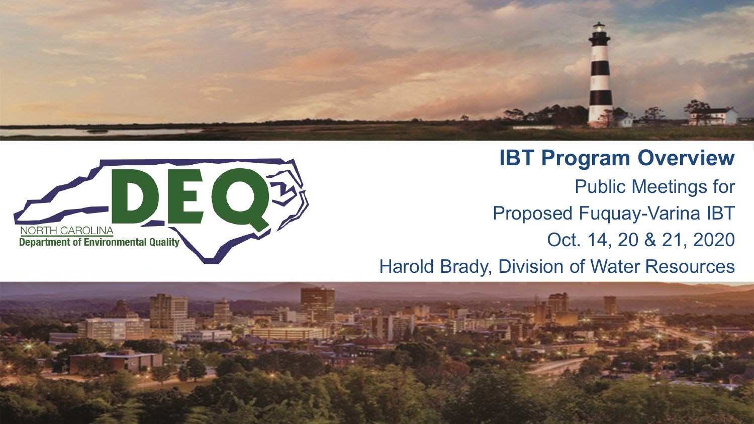NORTH CAROLINA
Department of Environmental Quality

# IBT Program Overview

Public Meetings for

Proposed Fuquay-Varina IBT

Oct. 14, 20 & 21, 2020

Harold Brady, Division of Water Resources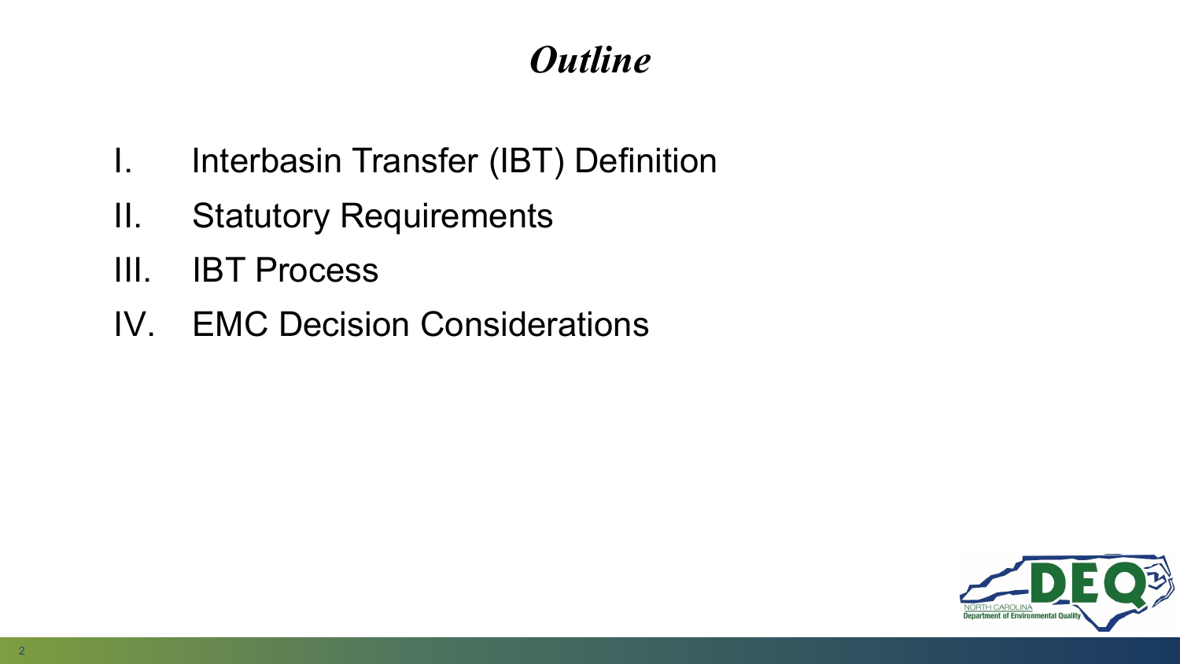# *Outline*

I. Interbasin Transfer (IBT) Definition

II. Statutory Requirements

III. IBT Process

IV. EMC Decision Considerations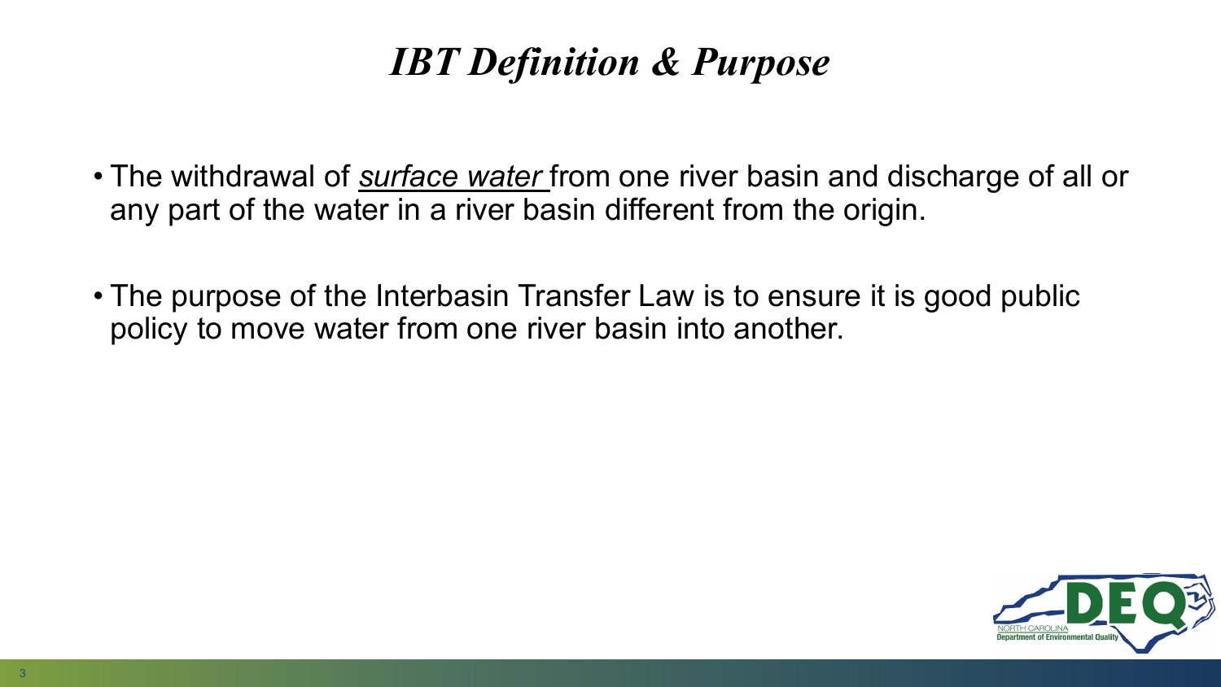# *IBT Definition & Purpose*

- The withdrawal of ***surface water*** from one river basin and discharge of all or any part of the water in a river basin different from the origin.
- The purpose of the Interbasin Transfer Law is to ensure it is good public policy to move water from one river basin into another.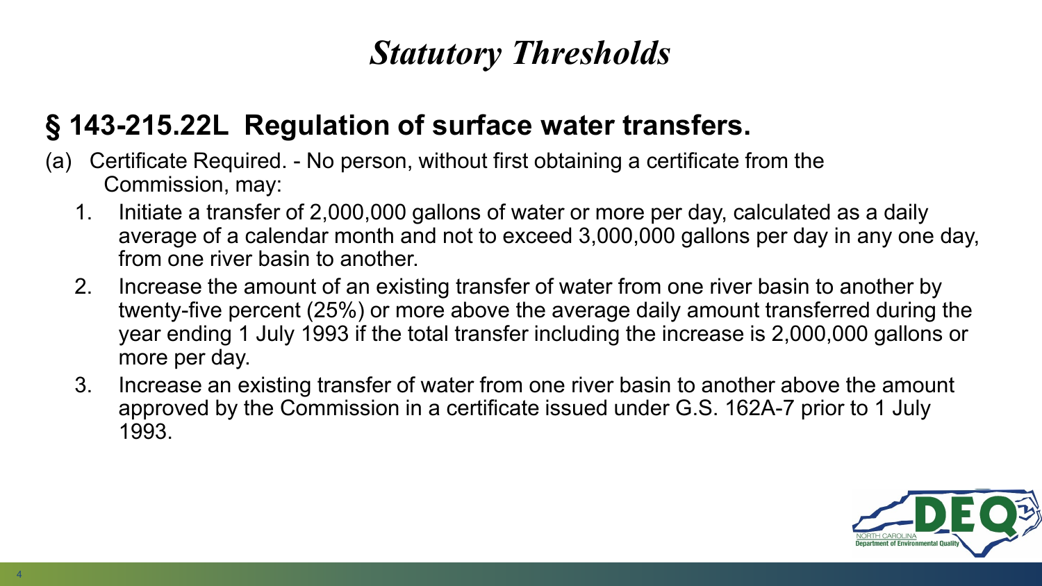# *Statutory Thresholds*

## § 143-215.22L Regulation of surface water transfers.

(a) Certificate Required. - No person, without first obtaining a certificate from the Commission, may:

1. Initiate a transfer of 2,000,000 gallons of water or more per day, calculated as a daily average of a calendar month and not to exceed 3,000,000 gallons per day in any one day, from one river basin to another.
2. Increase the amount of an existing transfer of water from one river basin to another by twenty-five percent (25%) or more above the average daily amount transferred during the year ending 1 July 1993 if the total transfer including the increase is 2,000,000 gallons or more per day.
3. Increase an existing transfer of water from one river basin to another above the amount approved by the Commission in a certificate issued under G.S. 162A-7 prior to 1 July 1993.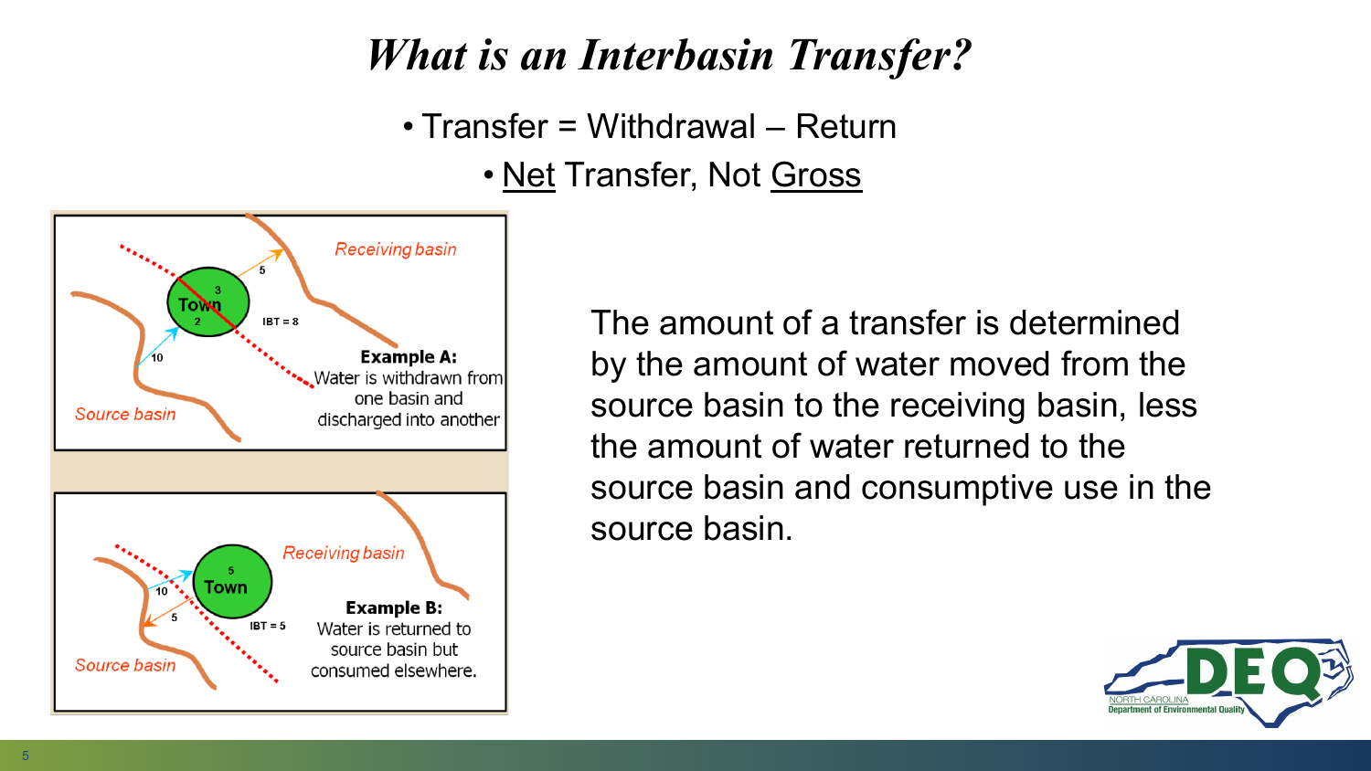# *What is an Interbasin Transfer?*

- Transfer = Withdrawal – Return
  - Net Transfer, Not Gross

Receiving basin

Source basin

Town

IBT = 8

**Example A:** Water is withdrawn from one basin and discharged into another

Receiving basin

Source basin

Town

IBT = 5

**Example B:** Water is returned to source basin but consumed elsewhere.

The amount of a transfer is determined by the amount of water moved from the source basin to the receiving basin, less the amount of water returned to the source basin and consumptive use in the source basin.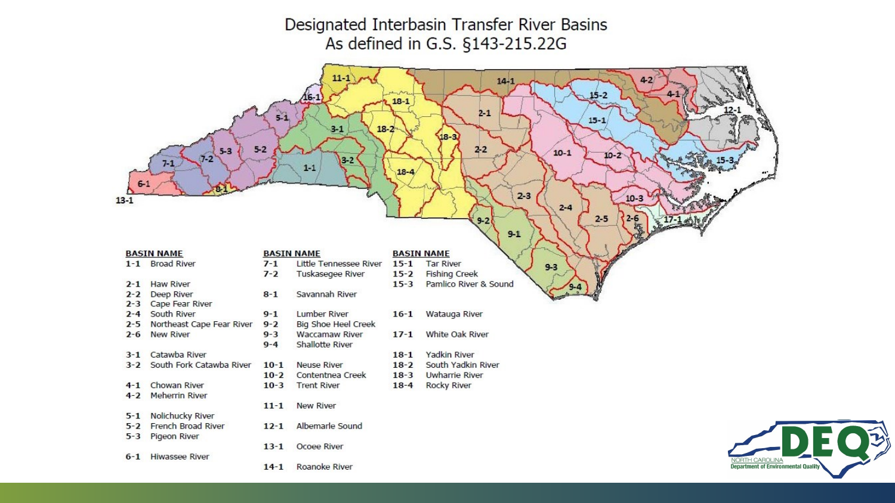# Designated Interbasin Transfer River Basins
## As defined in G.S. §143-215.22G

| BASIN NAME | |
|---|---|
| 1-1 | Broad River |
| 2-1 | Haw River |
| 2-2 | Deep River |
| 2-3 | Cape Fear River |
| 2-4 | South River |
| 2-5 | Northeast Cape Fear River |
| 2-6 | New River |
| 3-1 | Catawba River |
| 3-2 | South Fork Catawba River |
| 4-1 | Chowan River |
| 4-2 | Meherrin River |
| 5-1 | Nolichucky River |
| 5-2 | French Broad River |
| 5-3 | Pigeon River |
| 6-1 | Hiwassee River |
| 7-1 | Little Tennessee River |
| 7-2 | Tuskasegee River |
| 8-1 | Savannah River |
| 9-1 | Lumber River |
| 9-2 | Big Shoe Heel Creek |
| 9-3 | Waccamaw River |
| 9-4 | Shallotte River |
| 10-1 | Neuse River |
| 10-2 | Contentnea Creek |
| 10-3 | Trent River |
| 11-1 | New River |
| 12-1 | Albemarle Sound |
| 13-1 | Ocoee River |
| 14-1 | Roanoke River |
| 15-1 | Tar River |
| 15-2 | Fishing Creek |
| 15-3 | Pamlico River & Sound |
| 16-1 | Watauga River |
| 17-1 | White Oak River |
| 18-1 | Yadkin River |
| 18-2 | South Yadkin River |
| 18-3 | Uwharrie River |
| 18-4 | Rocky River |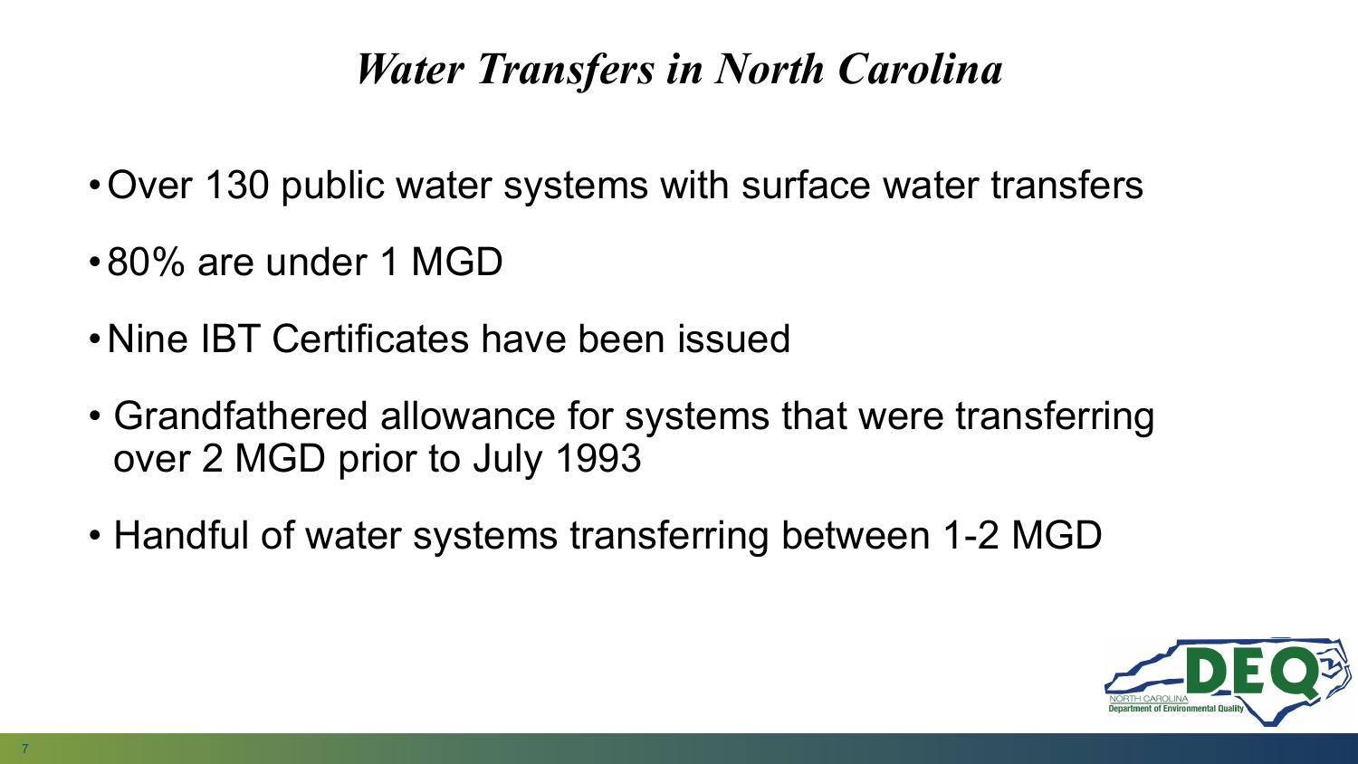# *Water Transfers in North Carolina*

- Over 130 public water systems with surface water transfers
- 80% are under 1 MGD
- Nine IBT Certificates have been issued
- Grandfathered allowance for systems that were transferring over 2 MGD prior to July 1993
- Handful of water systems transferring between 1-2 MGD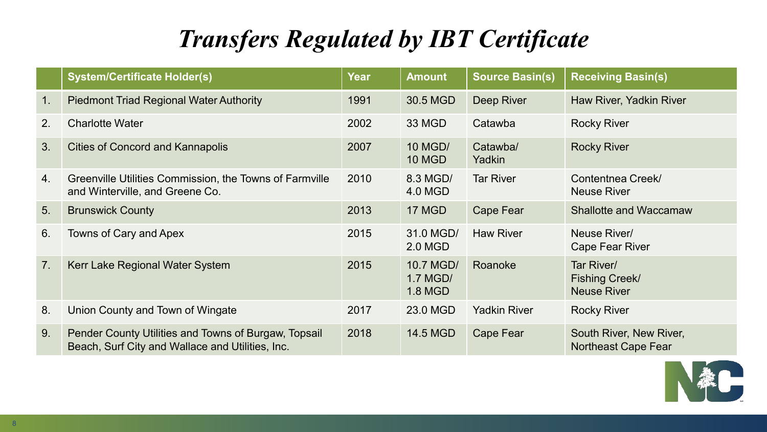# *Transfers Regulated by IBT Certificate*

| | System/Certificate Holder(s) | Year | Amount | Source Basin(s) | Receiving Basin(s) |
|---|---|---|---|---|---|
| 1. | Piedmont Triad Regional Water Authority | 1991 | 30.5 MGD | Deep River | Haw River, Yadkin River |
| 2. | Charlotte Water | 2002 | 33 MGD | Catawba | Rocky River |
| 3. | Cities of Concord and Kannapolis | 2007 | 10 MGD/ 10 MGD | Catawba/ Yadkin | Rocky River |
| 4. | Greenville Utilities Commission, the Towns of Farmville and Winterville, and Greene Co. | 2010 | 8.3 MGD/ 4.0 MGD | Tar River | Contentnea Creek/ Neuse River |
| 5. | Brunswick County | 2013 | 17 MGD | Cape Fear | Shallotte and Waccamaw |
| 6. | Towns of Cary and Apex | 2015 | 31.0 MGD/ 2.0 MGD | Haw River | Neuse River/ Cape Fear River |
| 7. | Kerr Lake Regional Water System | 2015 | 10.7 MGD/ 1.7 MGD/ 1.8 MGD | Roanoke | Tar River/ Fishing Creek/ Neuse River |
| 8. | Union County and Town of Wingate | 2017 | 23.0 MGD | Yadkin River | Rocky River |
| 9. | Pender County Utilities and Towns of Burgaw, Topsail Beach, Surf City and Wallace and Utilities, Inc. | 2018 | 14.5 MGD | Cape Fear | South River, New River, Northeast Cape Fear |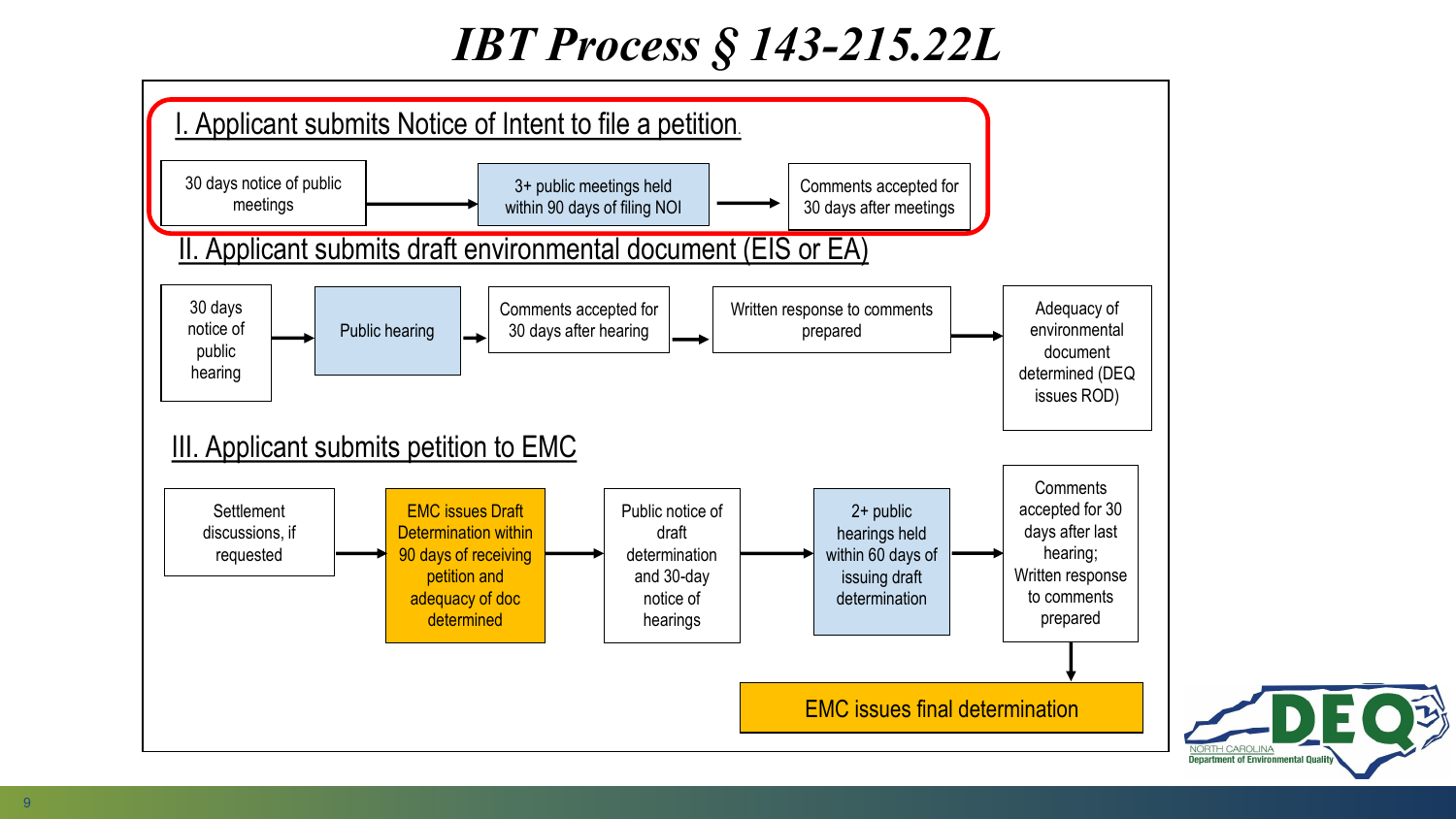# IBT Process § 143-215.22L

## I. Applicant submits Notice of Intent to file a petition.

30 days notice of public meetings → 3+ public meetings held within 90 days of filing NOI → Comments accepted for 30 days after meetings

## II. Applicant submits draft environmental document (EIS or EA)

30 days notice of public hearing → Public hearing → Comments accepted for 30 days after hearing → Written response to comments prepared → Adequacy of environmental document determined (DEQ issues ROD)

## III. Applicant submits petition to EMC

Settlement discussions, if requested → EMC issues Draft Determination within 90 days of receiving petition and adequacy of doc determined → Public notice of draft determination and 30-day notice of hearings → 2+ public hearings held within 60 days of issuing draft determination → Comments accepted for 30 days after last hearing; Written response to comments prepared → EMC issues final determination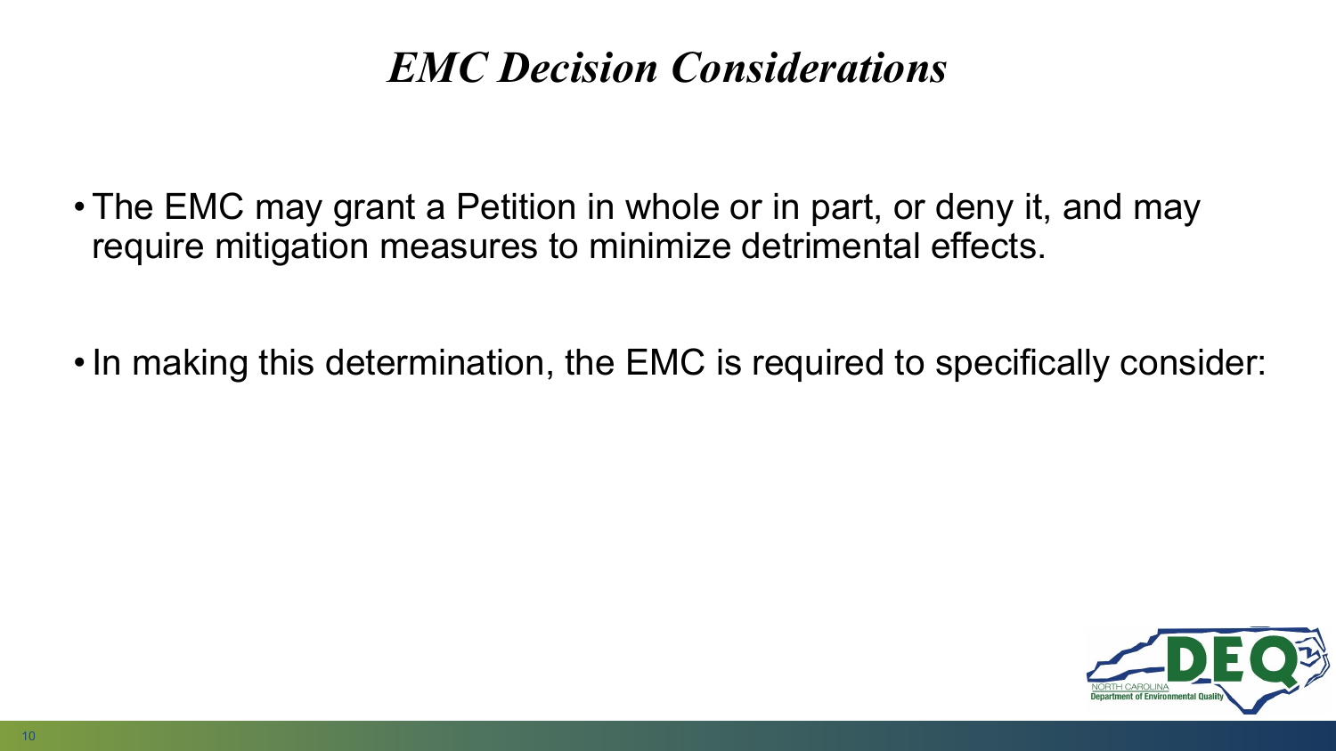# *EMC Decision Considerations*

- The EMC may grant a Petition in whole or in part, or deny it, and may require mitigation measures to minimize detrimental effects.
- In making this determination, the EMC is required to specifically consider: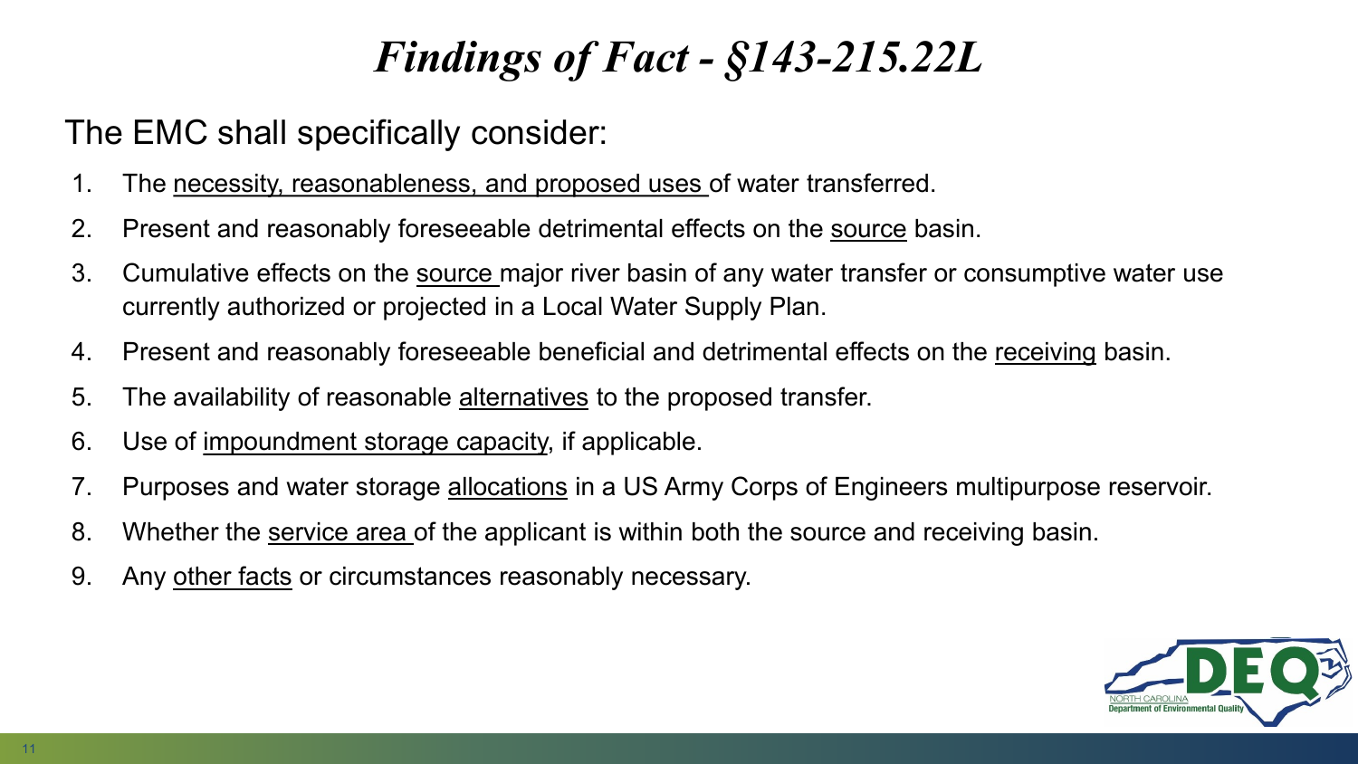# *Findings of Fact - §143-215.22L*

The EMC shall specifically consider:

1. The necessity, reasonableness, and proposed uses of water transferred.
2. Present and reasonably foreseeable detrimental effects on the source basin.
3. Cumulative effects on the source major river basin of any water transfer or consumptive water use currently authorized or projected in a Local Water Supply Plan.
4. Present and reasonably foreseeable beneficial and detrimental effects on the receiving basin.
5. The availability of reasonable alternatives to the proposed transfer.
6. Use of impoundment storage capacity, if applicable.
7. Purposes and water storage allocations in a US Army Corps of Engineers multipurpose reservoir.
8. Whether the service area of the applicant is within both the source and receiving basin.
9. Any other facts or circumstances reasonably necessary.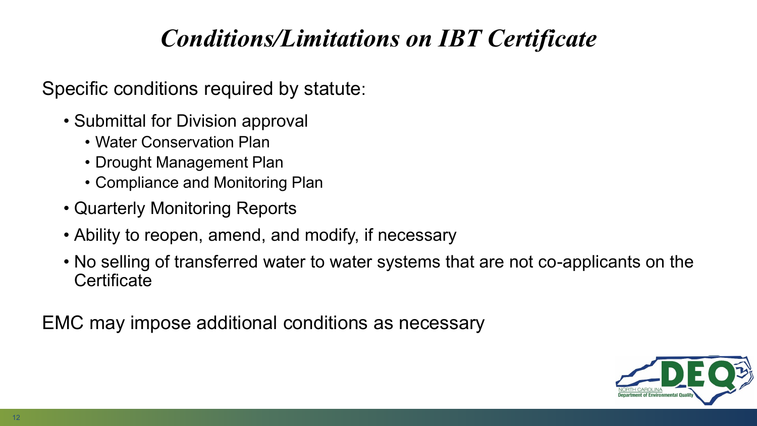# *Conditions/Limitations on IBT Certificate*

Specific conditions required by statute:

- Submittal for Division approval
  - Water Conservation Plan
  - Drought Management Plan
  - Compliance and Monitoring Plan
- Quarterly Monitoring Reports
- Ability to reopen, amend, and modify, if necessary
- No selling of transferred water to water systems that are not co-applicants on the Certificate

EMC may impose additional conditions as necessary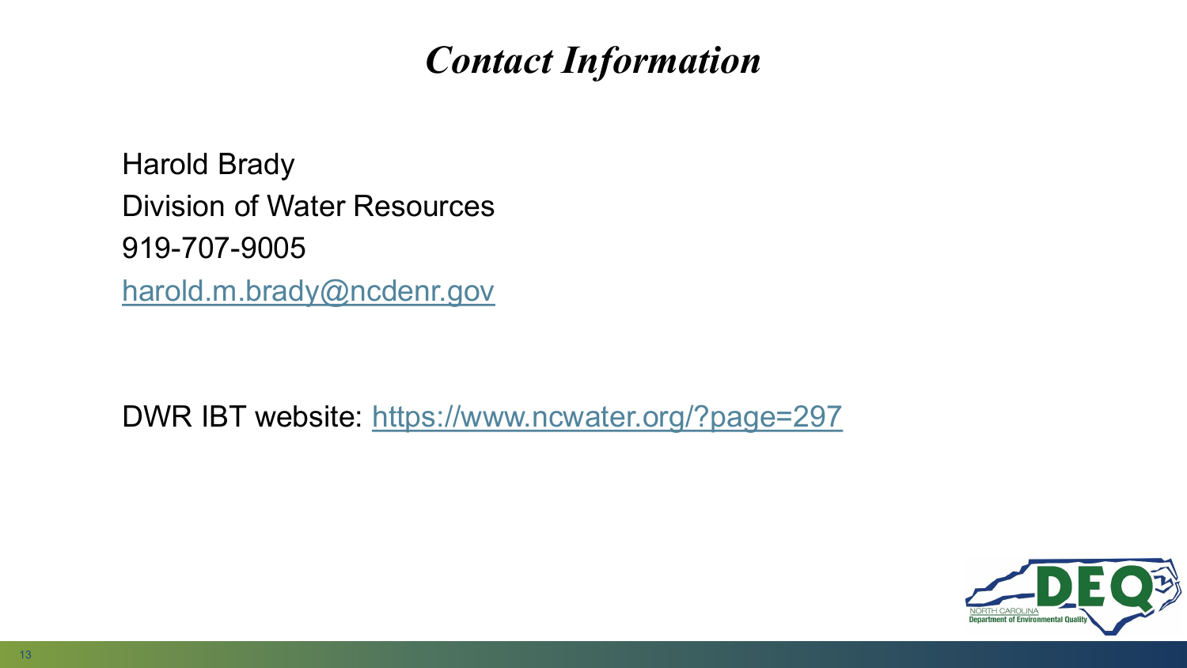# *Contact Information*

Harold Brady
Division of Water Resources
919-707-9005
[harold.m.brady@ncdenr.gov](mailto:harold.m.brady@ncdenr.gov)

DWR IBT website: [https://www.ncwater.org/?page=297](https://www.ncwater.org/?page=297)